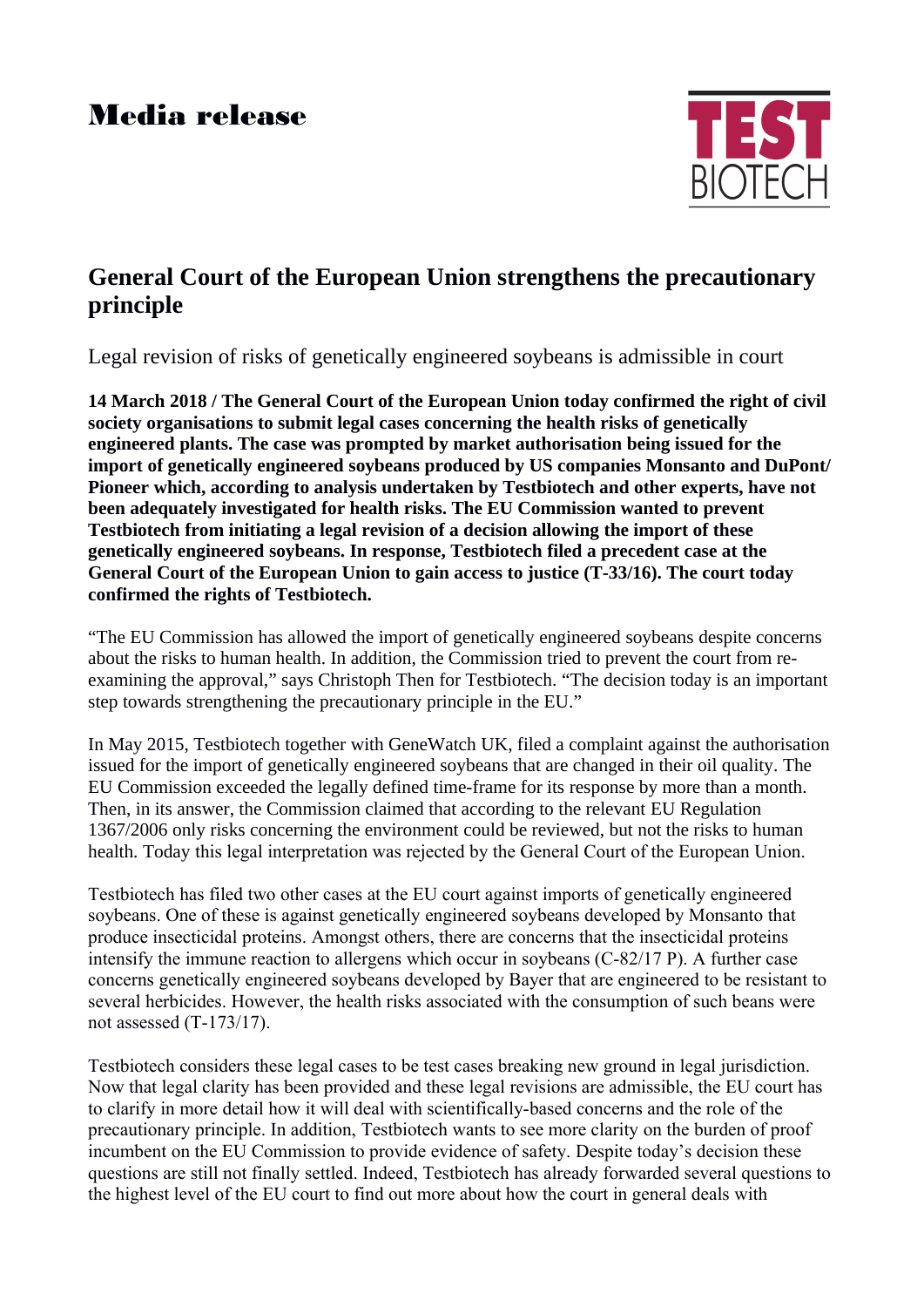# Media release

TEST BIOTECH

## General Court of the European Union strengthens the precautionary principle

Legal revision of risks of genetically engineered soybeans is admissible in court

**14 March 2018 / The General Court of the European Union today confirmed the right of civil society organisations to submit legal cases concerning the health risks of genetically engineered plants. The case was prompted by market authorisation being issued for the import of genetically engineered soybeans produced by US companies Monsanto and DuPont/ Pioneer which, according to analysis undertaken by Testbiotech and other experts, have not been adequately investigated for health risks. The EU Commission wanted to prevent Testbiotech from initiating a legal revision of a decision allowing the import of these genetically engineered soybeans. In response, Testbiotech filed a precedent case at the General Court of the European Union to gain access to justice (T-33/16). The court today confirmed the rights of Testbiotech.**

"The EU Commission has allowed the import of genetically engineered soybeans despite concerns about the risks to human health. In addition, the Commission tried to prevent the court from re-examining the approval," says Christoph Then for Testbiotech. "The decision today is an important step towards strengthening the precautionary principle in the EU."

In May 2015, Testbiotech together with GeneWatch UK, filed a complaint against the authorisation issued for the import of genetically engineered soybeans that are changed in their oil quality. The EU Commission exceeded the legally defined time-frame for its response by more than a month. Then, in its answer, the Commission claimed that according to the relevant EU Regulation 1367/2006 only risks concerning the environment could be reviewed, but not the risks to human health. Today this legal interpretation was rejected by the General Court of the European Union.

Testbiotech has filed two other cases at the EU court against imports of genetically engineered soybeans. One of these is against genetically engineered soybeans developed by Monsanto that produce insecticidal proteins. Amongst others, there are concerns that the insecticidal proteins intensify the immune reaction to allergens which occur in soybeans (C-82/17 P). A further case concerns genetically engineered soybeans developed by Bayer that are engineered to be resistant to several herbicides. However, the health risks associated with the consumption of such beans were not assessed (T-173/17).

Testbiotech considers these legal cases to be test cases breaking new ground in legal jurisdiction. Now that legal clarity has been provided and these legal revisions are admissible, the EU court has to clarify in more detail how it will deal with scientifically-based concerns and the role of the precautionary principle. In addition, Testbiotech wants to see more clarity on the burden of proof incumbent on the EU Commission to provide evidence of safety. Despite today's decision these questions are still not finally settled. Indeed, Testbiotech has already forwarded several questions to the highest level of the EU court to find out more about how the court in general deals with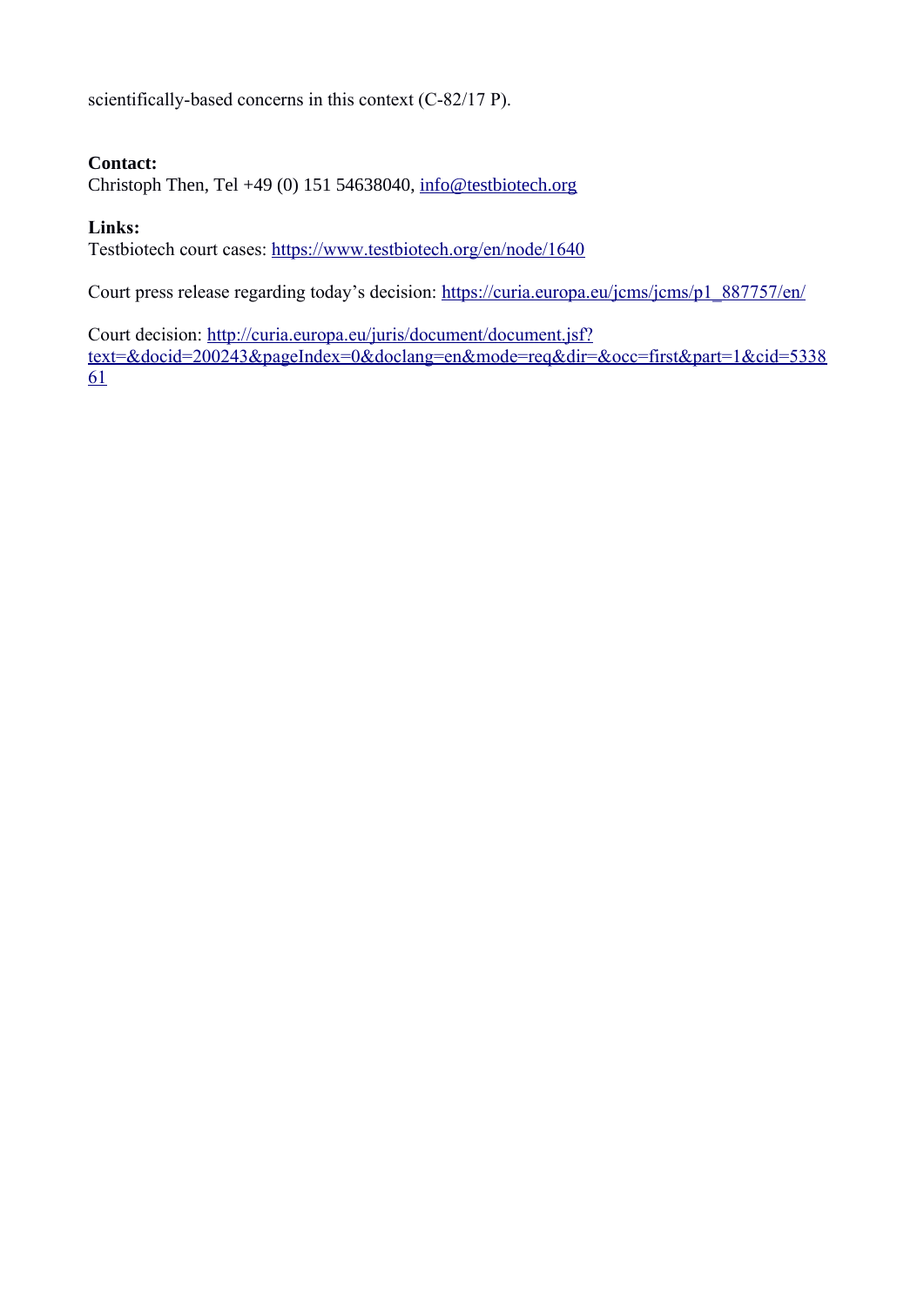scientifically-based concerns in this context (C-82/17 P).

**Contact:**
Christoph Then, Tel +49 (0) 151 54638040, info@testbiotech.org

**Links:**
Testbiotech court cases: https://www.testbiotech.org/en/node/1640

Court press release regarding today's decision: https://curia.europa.eu/jcms/jcms/p1_887757/en/

Court decision: http://curia.europa.eu/juris/document/document.jsf?text=&docid=200243&pageIndex=0&doclang=en&mode=req&dir=&occ=first&part=1&cid=533861